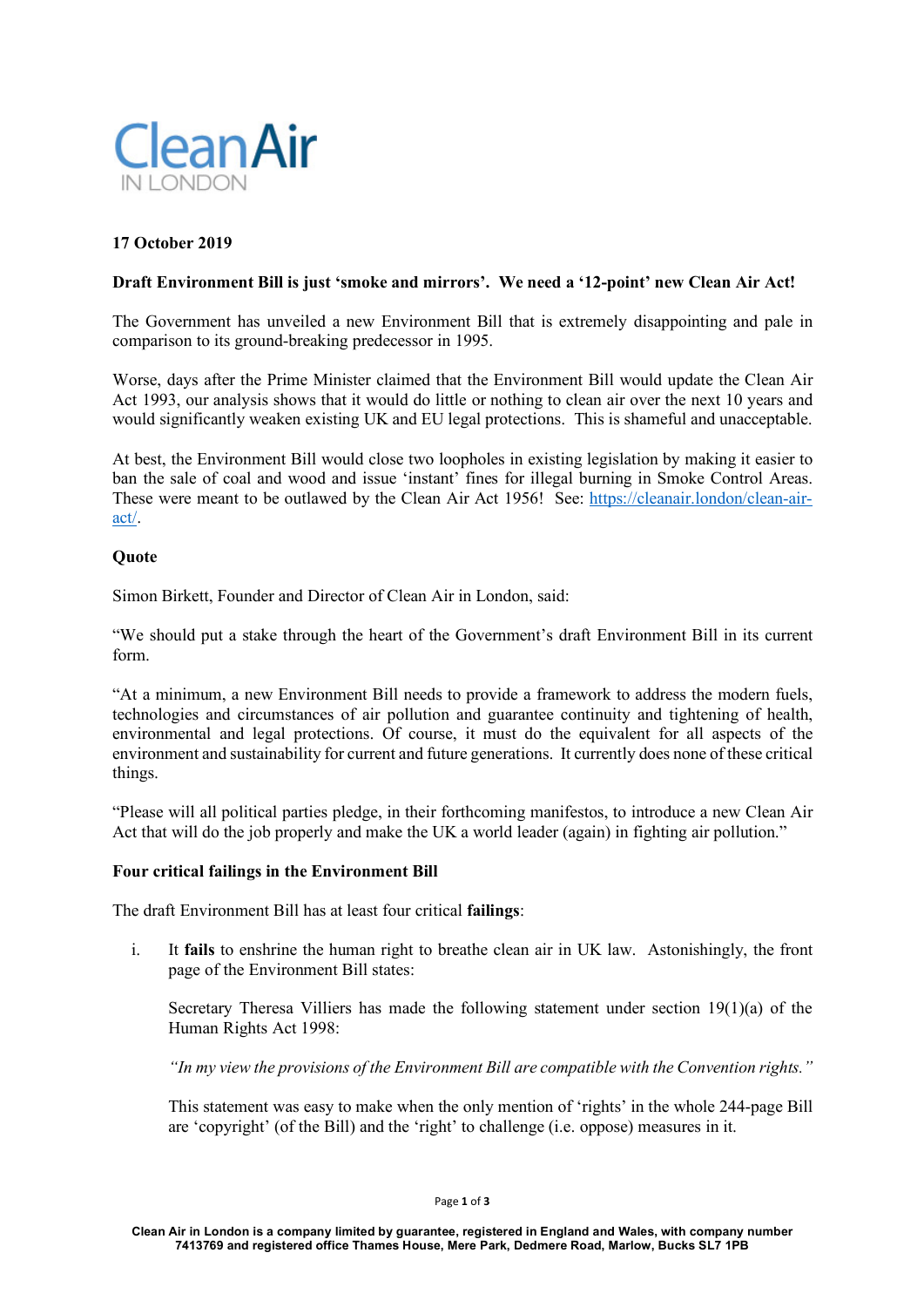# Clean Air IN LONDON

**17 October 2019**

**Draft Environment Bill is just 'smoke and mirrors'. We need a '12-point' new Clean Air Act!**

The Government has unveiled a new Environment Bill that is extremely disappointing and pale in comparison to its ground-breaking predecessor in 1995.

Worse, days after the Prime Minister claimed that the Environment Bill would update the Clean Air Act 1993, our analysis shows that it would do little or nothing to clean air over the next 10 years and would significantly weaken existing UK and EU legal protections. This is shameful and unacceptable.

At best, the Environment Bill would close two loopholes in existing legislation by making it easier to ban the sale of coal and wood and issue 'instant' fines for illegal burning in Smoke Control Areas. These were meant to be outlawed by the Clean Air Act 1956! See: [https://cleanair.london/clean-air-act/](https://cleanair.london/clean-air-act/).

## Quote

Simon Birkett, Founder and Director of Clean Air in London, said:

"We should put a stake through the heart of the Government's draft Environment Bill in its current form.

"At a minimum, a new Environment Bill needs to provide a framework to address the modern fuels, technologies and circumstances of air pollution and guarantee continuity and tightening of health, environmental and legal protections. Of course, it must do the equivalent for all aspects of the environment and sustainability for current and future generations. It currently does none of these critical things.

"Please will all political parties pledge, in their forthcoming manifestos, to introduce a new Clean Air Act that will do the job properly and make the UK a world leader (again) in fighting air pollution."

## Four critical failings in the Environment Bill

The draft Environment Bill has at least four critical **failings**:

i. It **fails** to enshrine the human right to breathe clean air in UK law. Astonishingly, the front page of the Environment Bill states:

   Secretary Theresa Villiers has made the following statement under section 19(1)(a) of the Human Rights Act 1998:

   *"In my view the provisions of the Environment Bill are compatible with the Convention rights."*

   This statement was easy to make when the only mention of 'rights' in the whole 244-page Bill are 'copyright' (of the Bill) and the 'right' to challenge (i.e. oppose) measures in it.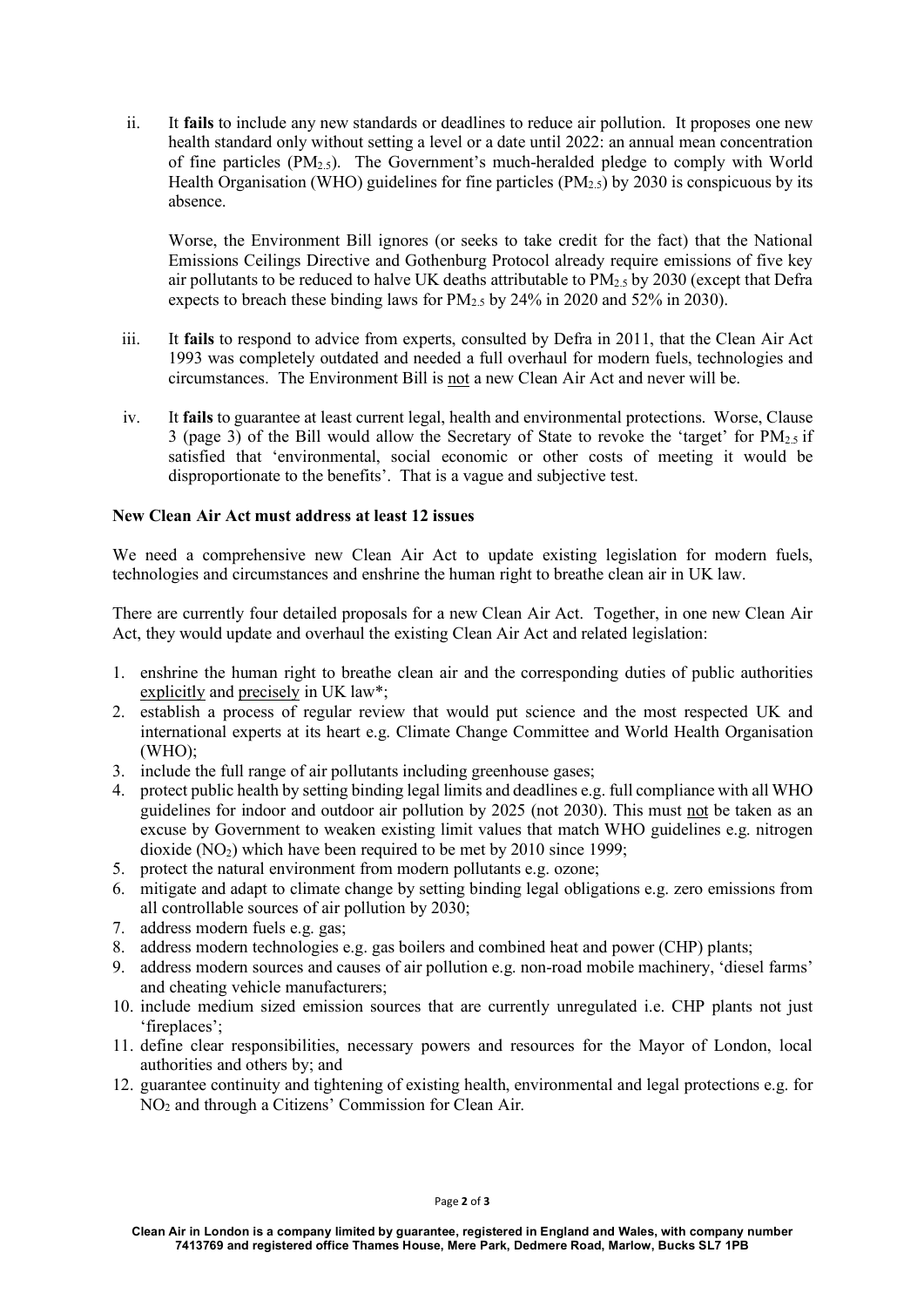ii. It **fails** to include any new standards or deadlines to reduce air pollution. It proposes one new health standard only without setting a level or a date until 2022: an annual mean concentration of fine particles ($PM_{2.5}$). The Government's much-heralded pledge to comply with World Health Organisation (WHO) guidelines for fine particles ($PM_{2.5}$) by 2030 is conspicuous by its absence.

    Worse, the Environment Bill ignores (or seeks to take credit for the fact) that the National Emissions Ceilings Directive and Gothenburg Protocol already require emissions of five key air pollutants to be reduced to halve UK deaths attributable to $PM_{2.5}$ by 2030 (except that Defra expects to breach these binding laws for $PM_{2.5}$ by 24% in 2020 and 52% in 2030).

iii. It **fails** to respond to advice from experts, consulted by Defra in 2011, that the Clean Air Act 1993 was completely outdated and needed a full overhaul for modern fuels, technologies and circumstances. The Environment Bill is <u>not</u> a new Clean Air Act and never will be.

iv. It **fails** to guarantee at least current legal, health and environmental protections. Worse, Clause 3 (page 3) of the Bill would allow the Secretary of State to revoke the 'target' for $PM_{2.5}$ if satisfied that 'environmental, social economic or other costs of meeting it would be disproportionate to the benefits'. That is a vague and subjective test.

**New Clean Air Act must address at least 12 issues**

We need a comprehensive new Clean Air Act to update existing legislation for modern fuels, technologies and circumstances and enshrine the human right to breathe clean air in UK law.

There are currently four detailed proposals for a new Clean Air Act. Together, in one new Clean Air Act, they would update and overhaul the existing Clean Air Act and related legislation:

1. enshrine the human right to breathe clean air and the corresponding duties of public authorities <u>explicitly</u> and <u>precisely</u> in UK law*;
2. establish a process of regular review that would put science and the most respected UK and international experts at its heart e.g. Climate Change Committee and World Health Organisation (WHO);
3. include the full range of air pollutants including greenhouse gases;
4. protect public health by setting binding legal limits and deadlines e.g. full compliance with all WHO guidelines for indoor and outdoor air pollution by 2025 (not 2030). This must <u>not</u> be taken as an excuse by Government to weaken existing limit values that match WHO guidelines e.g. nitrogen dioxide ($NO_2$) which have been required to be met by 2010 since 1999;
5. protect the natural environment from modern pollutants e.g. ozone;
6. mitigate and adapt to climate change by setting binding legal obligations e.g. zero emissions from all controllable sources of air pollution by 2030;
7. address modern fuels e.g. gas;
8. address modern technologies e.g. gas boilers and combined heat and power (CHP) plants;
9. address modern sources and causes of air pollution e.g. non-road mobile machinery, 'diesel farms' and cheating vehicle manufacturers;
10. include medium sized emission sources that are currently unregulated i.e. CHP plants not just 'fireplaces';
11. define clear responsibilities, necessary powers and resources for the Mayor of London, local authorities and others by; and
12. guarantee continuity and tightening of existing health, environmental and legal protections e.g. for $NO_2$ and through a Citizens' Commission for Clean Air.

**Clean Air in London is a company limited by guarantee, registered in England and Wales, with company number 7413769 and registered office Thames House, Mere Park, Dedmere Road, Marlow, Bucks SL7 1PB**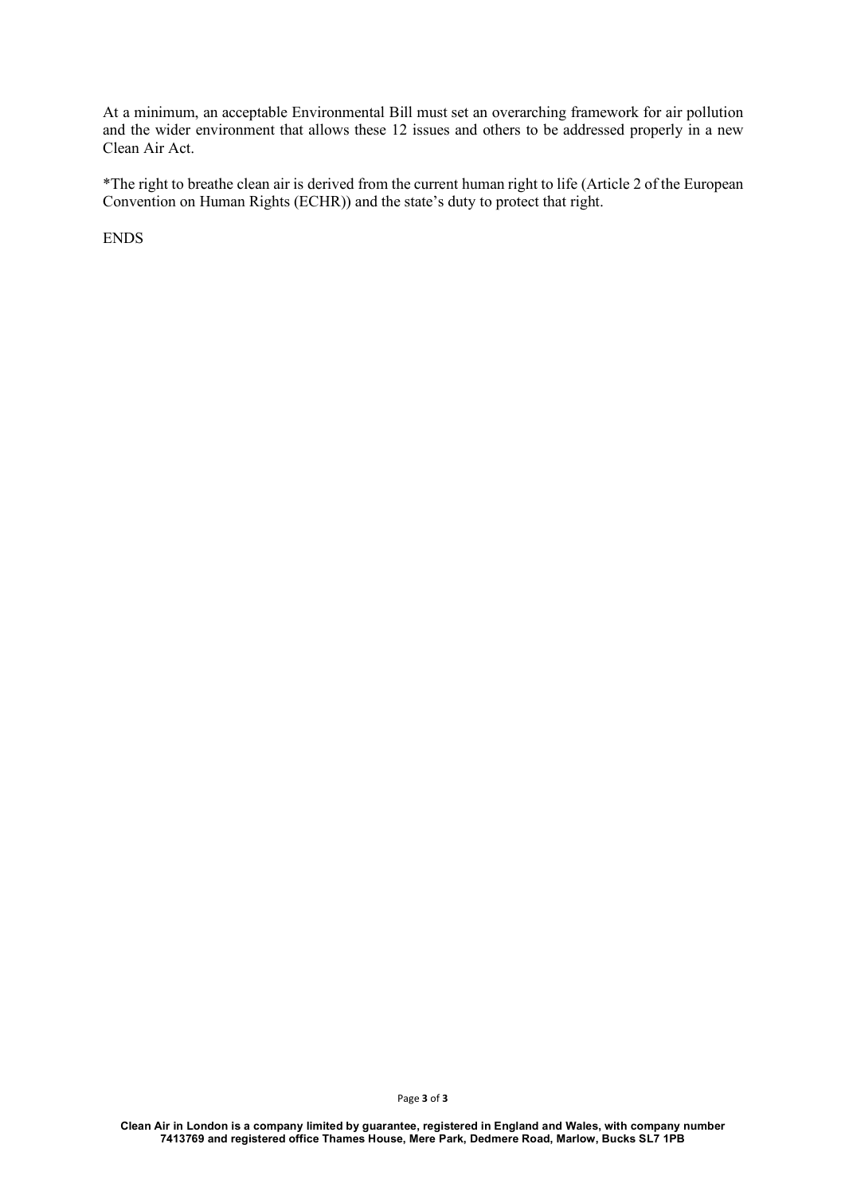At a minimum, an acceptable Environmental Bill must set an overarching framework for air pollution and the wider environment that allows these 12 issues and others to be addressed properly in a new Clean Air Act.

*The right to breathe clean air is derived from the current human right to life (Article 2 of the European Convention on Human Rights (ECHR)) and the state's duty to protect that right.

ENDS

**Clean Air in London is a company limited by guarantee, registered in England and Wales, with company number 7413769 and registered office Thames House, Mere Park, Dedmere Road, Marlow, Bucks SL7 1PB**